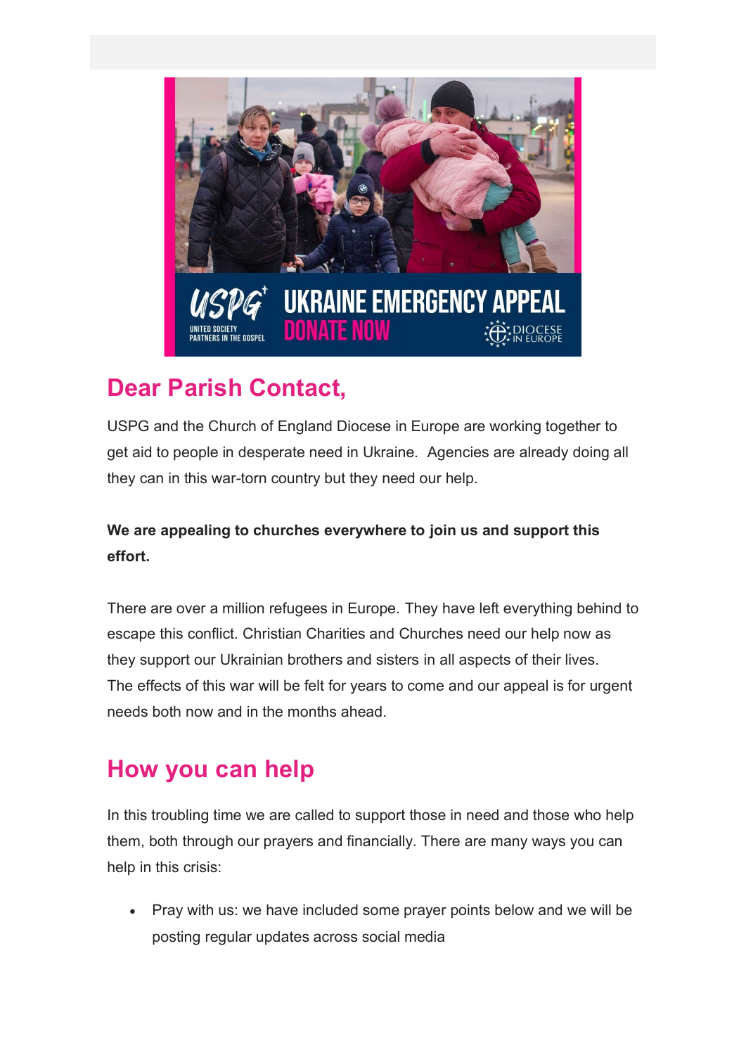## Dear Parish Contact,

USPG and the Church of England Diocese in Europe are working together to get aid to people in desperate need in Ukraine.  Agencies are already doing all they can in this war-torn country but they need our help.

**We are appealing to churches everywhere to join us and support this effort.**

There are over a million refugees in Europe. They have left everything behind to escape this conflict. Christian Charities and Churches need our help now as they support our Ukrainian brothers and sisters in all aspects of their lives. The effects of this war will be felt for years to come and our appeal is for urgent needs both now and in the months ahead.

## How you can help

In this troubling time we are called to support those in need and those who help them, both through our prayers and financially. There are many ways you can help in this crisis:

- Pray with us: we have included some prayer points below and we will be posting regular updates across social media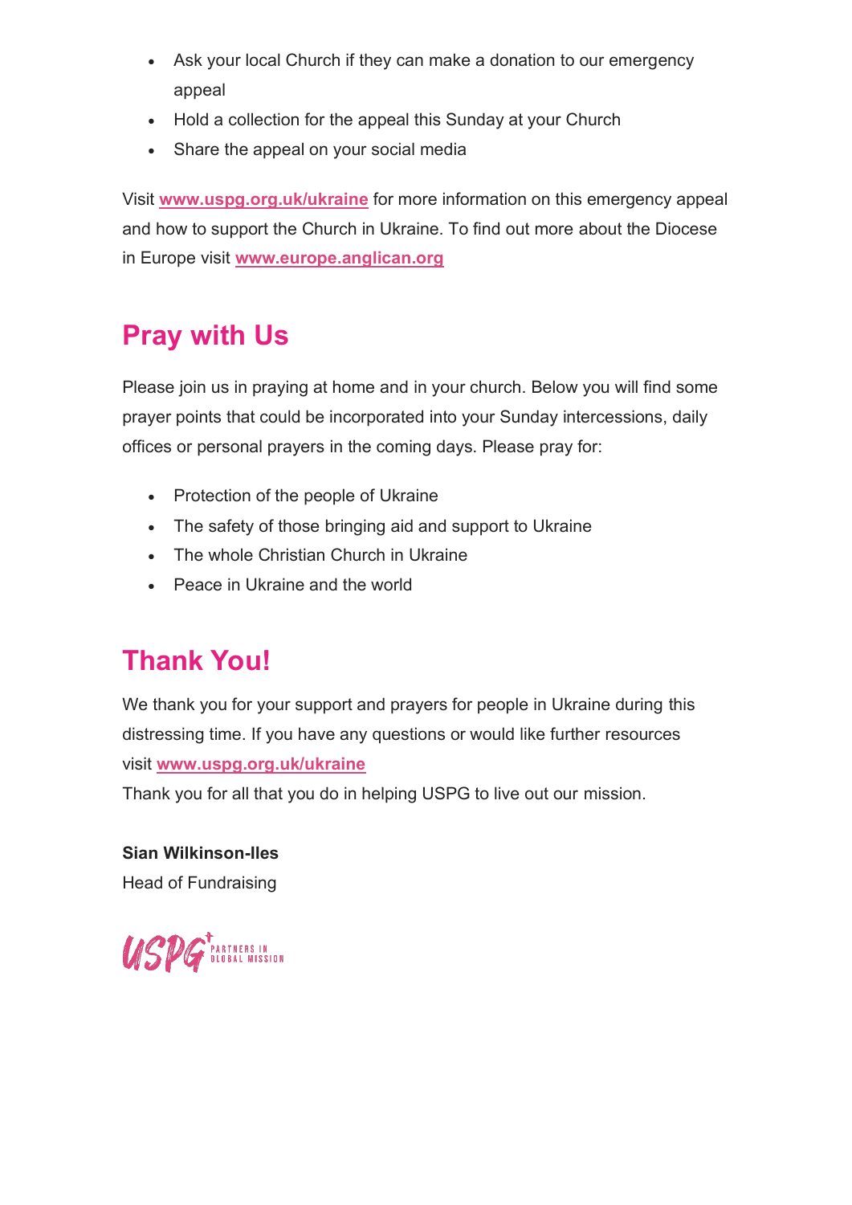- Ask your local Church if they can make a donation to our emergency appeal
- Hold a collection for the appeal this Sunday at your Church
- Share the appeal on your social media

Visit **www.uspg.org.uk/ukraine** for more information on this emergency appeal and how to support the Church in Ukraine. To find out more about the Diocese in Europe visit **www.europe.anglican.org**

## Pray with Us

Please join us in praying at home and in your church. Below you will find some prayer points that could be incorporated into your Sunday intercessions, daily offices or personal prayers in the coming days. Please pray for:

- Protection of the people of Ukraine
- The safety of those bringing aid and support to Ukraine
- The whole Christian Church in Ukraine
- Peace in Ukraine and the world

## Thank You!

We thank you for your support and prayers for people in Ukraine during this distressing time. If you have any questions or would like further resources visit **www.uspg.org.uk/ukraine**

Thank you for all that you do in helping USPG to live out our mission.

**Sian Wilkinson-Iles**

Head of Fundraising

USPG PARTNERS IN GLOBAL MISSION